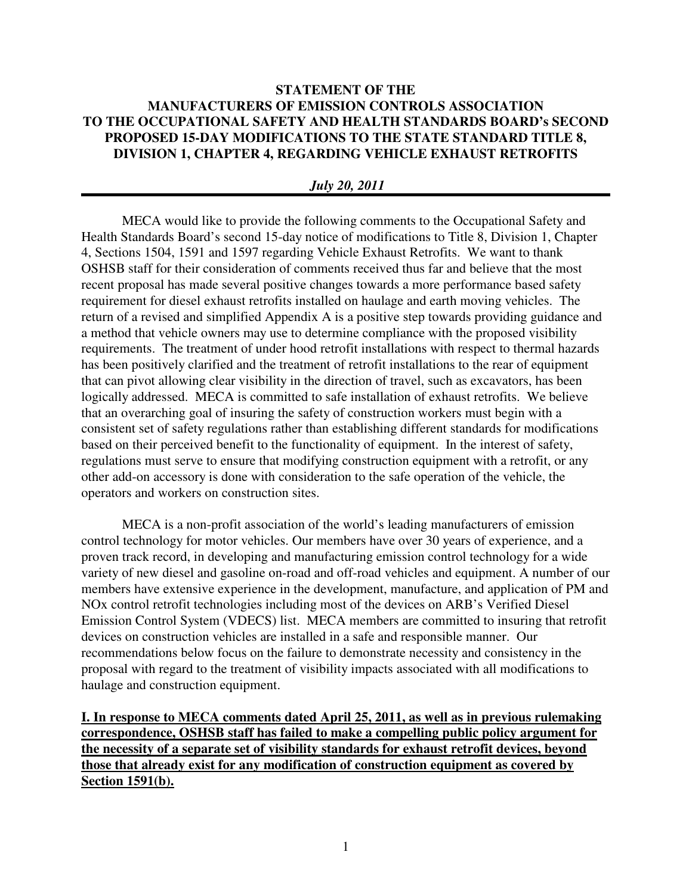**STATEMENT OF THE MANUFACTURERS OF EMISSION CONTROLS ASSOCIATION TO THE OCCUPATIONAL SAFETY AND HEALTH STANDARDS BOARD's SECOND PROPOSED 15-DAY MODIFICATIONS TO THE STATE STANDARD TITLE 8, DIVISION 1, CHAPTER 4, REGARDING VEHICLE EXHAUST RETROFITS**

***July 20, 2011***

---

MECA would like to provide the following comments to the Occupational Safety and Health Standards Board's second 15-day notice of modifications to Title 8, Division 1, Chapter 4, Sections 1504, 1591 and 1597 regarding Vehicle Exhaust Retrofits. We want to thank OSHSB staff for their consideration of comments received thus far and believe that the most recent proposal has made several positive changes towards a more performance based safety requirement for diesel exhaust retrofits installed on haulage and earth moving vehicles. The return of a revised and simplified Appendix A is a positive step towards providing guidance and a method that vehicle owners may use to determine compliance with the proposed visibility requirements. The treatment of under hood retrofit installations with respect to thermal hazards has been positively clarified and the treatment of retrofit installations to the rear of equipment that can pivot allowing clear visibility in the direction of travel, such as excavators, has been logically addressed. MECA is committed to safe installation of exhaust retrofits. We believe that an overarching goal of insuring the safety of construction workers must begin with a consistent set of safety regulations rather than establishing different standards for modifications based on their perceived benefit to the functionality of equipment. In the interest of safety, regulations must serve to ensure that modifying construction equipment with a retrofit, or any other add-on accessory is done with consideration to the safe operation of the vehicle, the operators and workers on construction sites.

MECA is a non-profit association of the world's leading manufacturers of emission control technology for motor vehicles. Our members have over 30 years of experience, and a proven track record, in developing and manufacturing emission control technology for a wide variety of new diesel and gasoline on-road and off-road vehicles and equipment. A number of our members have extensive experience in the development, manufacture, and application of PM and NOx control retrofit technologies including most of the devices on ARB's Verified Diesel Emission Control System (VDECS) list. MECA members are committed to insuring that retrofit devices on construction vehicles are installed in a safe and responsible manner. Our recommendations below focus on the failure to demonstrate necessity and consistency in the proposal with regard to the treatment of visibility impacts associated with all modifications to haulage and construction equipment.

**I. In response to MECA comments dated April 25, 2011, as well as in previous rulemaking correspondence, OSHSB staff has failed to make a compelling public policy argument for the necessity of a separate set of visibility standards for exhaust retrofit devices, beyond those that already exist for any modification of construction equipment as covered by Section 1591(b).**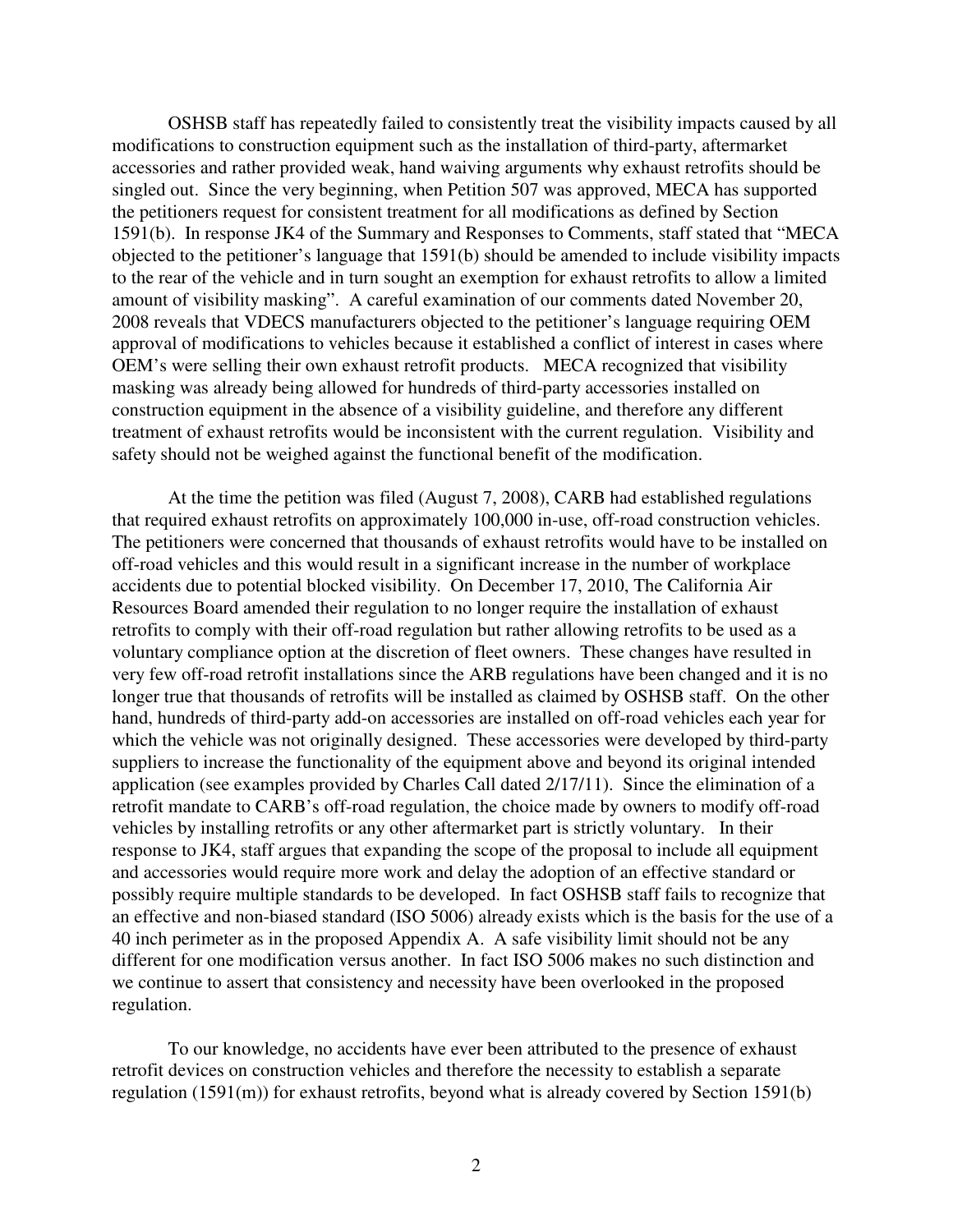OSHSB staff has repeatedly failed to consistently treat the visibility impacts caused by all modifications to construction equipment such as the installation of third-party, aftermarket accessories and rather provided weak, hand waiving arguments why exhaust retrofits should be singled out. Since the very beginning, when Petition 507 was approved, MECA has supported the petitioners request for consistent treatment for all modifications as defined by Section 1591(b). In response JK4 of the Summary and Responses to Comments, staff stated that "MECA objected to the petitioner's language that 1591(b) should be amended to include visibility impacts to the rear of the vehicle and in turn sought an exemption for exhaust retrofits to allow a limited amount of visibility masking". A careful examination of our comments dated November 20, 2008 reveals that VDECS manufacturers objected to the petitioner's language requiring OEM approval of modifications to vehicles because it established a conflict of interest in cases where OEM's were selling their own exhaust retrofit products. MECA recognized that visibility masking was already being allowed for hundreds of third-party accessories installed on construction equipment in the absence of a visibility guideline, and therefore any different treatment of exhaust retrofits would be inconsistent with the current regulation. Visibility and safety should not be weighed against the functional benefit of the modification.

At the time the petition was filed (August 7, 2008), CARB had established regulations that required exhaust retrofits on approximately 100,000 in-use, off-road construction vehicles. The petitioners were concerned that thousands of exhaust retrofits would have to be installed on off-road vehicles and this would result in a significant increase in the number of workplace accidents due to potential blocked visibility. On December 17, 2010, The California Air Resources Board amended their regulation to no longer require the installation of exhaust retrofits to comply with their off-road regulation but rather allowing retrofits to be used as a voluntary compliance option at the discretion of fleet owners. These changes have resulted in very few off-road retrofit installations since the ARB regulations have been changed and it is no longer true that thousands of retrofits will be installed as claimed by OSHSB staff. On the other hand, hundreds of third-party add-on accessories are installed on off-road vehicles each year for which the vehicle was not originally designed. These accessories were developed by third-party suppliers to increase the functionality of the equipment above and beyond its original intended application (see examples provided by Charles Call dated 2/17/11). Since the elimination of a retrofit mandate to CARB's off-road regulation, the choice made by owners to modify off-road vehicles by installing retrofits or any other aftermarket part is strictly voluntary. In their response to JK4, staff argues that expanding the scope of the proposal to include all equipment and accessories would require more work and delay the adoption of an effective standard or possibly require multiple standards to be developed. In fact OSHSB staff fails to recognize that an effective and non-biased standard (ISO 5006) already exists which is the basis for the use of a 40 inch perimeter as in the proposed Appendix A. A safe visibility limit should not be any different for one modification versus another. In fact ISO 5006 makes no such distinction and we continue to assert that consistency and necessity have been overlooked in the proposed regulation.

To our knowledge, no accidents have ever been attributed to the presence of exhaust retrofit devices on construction vehicles and therefore the necessity to establish a separate regulation (1591(m)) for exhaust retrofits, beyond what is already covered by Section 1591(b)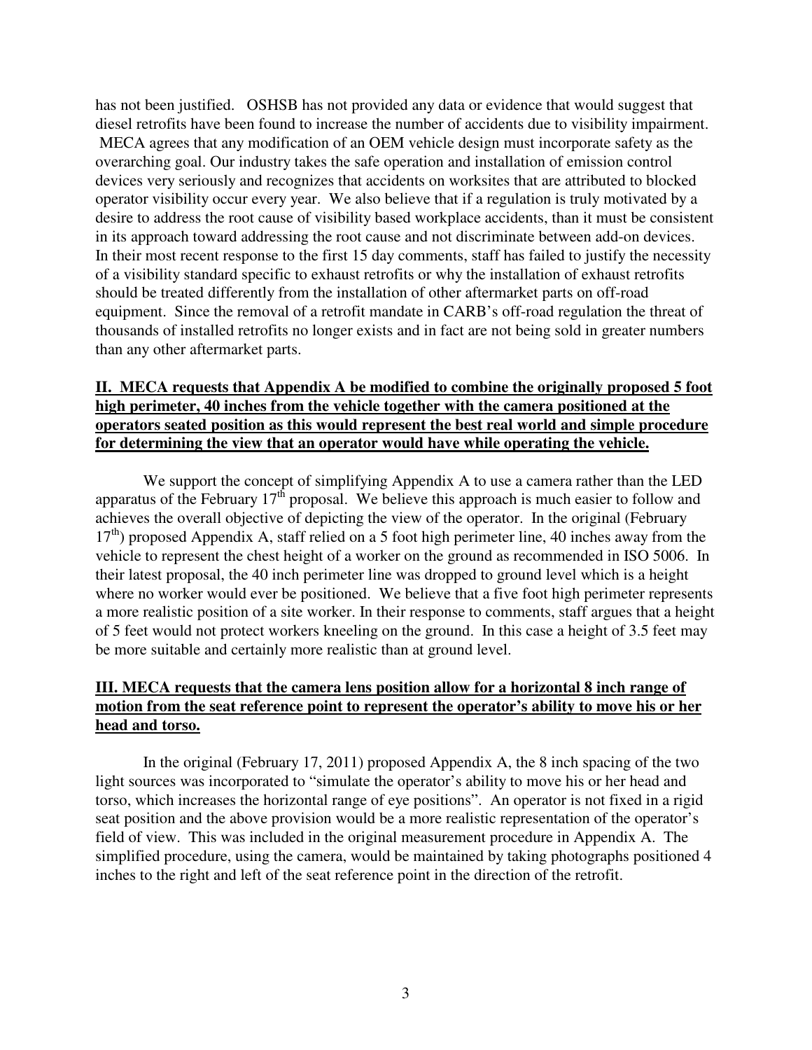has not been justified. OSHSB has not provided any data or evidence that would suggest that diesel retrofits have been found to increase the number of accidents due to visibility impairment. MECA agrees that any modification of an OEM vehicle design must incorporate safety as the overarching goal. Our industry takes the safe operation and installation of emission control devices very seriously and recognizes that accidents on worksites that are attributed to blocked operator visibility occur every year. We also believe that if a regulation is truly motivated by a desire to address the root cause of visibility based workplace accidents, than it must be consistent in its approach toward addressing the root cause and not discriminate between add-on devices. In their most recent response to the first 15 day comments, staff has failed to justify the necessity of a visibility standard specific to exhaust retrofits or why the installation of exhaust retrofits should be treated differently from the installation of other aftermarket parts on off-road equipment. Since the removal of a retrofit mandate in CARB's off-road regulation the threat of thousands of installed retrofits no longer exists and in fact are not being sold in greater numbers than any other aftermarket parts.

## **II. MECA requests that Appendix A be modified to combine the originally proposed 5 foot high perimeter, 40 inches from the vehicle together with the camera positioned at the operators seated position as this would represent the best real world and simple procedure for determining the view that an operator would have while operating the vehicle.**

We support the concept of simplifying Appendix A to use a camera rather than the LED apparatus of the February 17th proposal. We believe this approach is much easier to follow and achieves the overall objective of depicting the view of the operator. In the original (February 17th) proposed Appendix A, staff relied on a 5 foot high perimeter line, 40 inches away from the vehicle to represent the chest height of a worker on the ground as recommended in ISO 5006. In their latest proposal, the 40 inch perimeter line was dropped to ground level which is a height where no worker would ever be positioned. We believe that a five foot high perimeter represents a more realistic position of a site worker. In their response to comments, staff argues that a height of 5 feet would not protect workers kneeling on the ground. In this case a height of 3.5 feet may be more suitable and certainly more realistic than at ground level.

## **III. MECA requests that the camera lens position allow for a horizontal 8 inch range of motion from the seat reference point to represent the operator's ability to move his or her head and torso.**

In the original (February 17, 2011) proposed Appendix A, the 8 inch spacing of the two light sources was incorporated to "simulate the operator's ability to move his or her head and torso, which increases the horizontal range of eye positions". An operator is not fixed in a rigid seat position and the above provision would be a more realistic representation of the operator's field of view. This was included in the original measurement procedure in Appendix A. The simplified procedure, using the camera, would be maintained by taking photographs positioned 4 inches to the right and left of the seat reference point in the direction of the retrofit.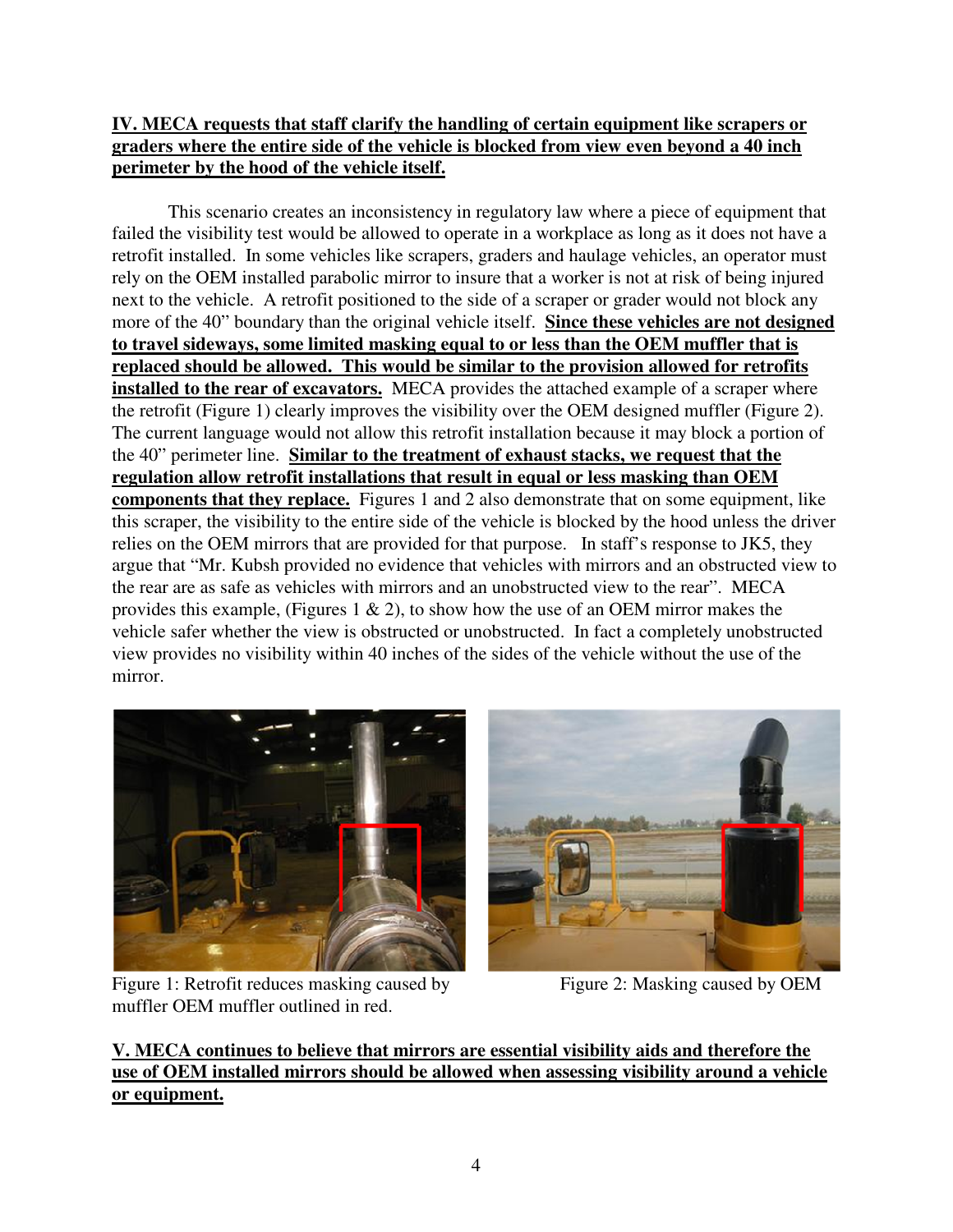**<u>IV. MECA requests that staff clarify the handling of certain equipment like scrapers or graders where the entire side of the vehicle is blocked from view even beyond a 40 inch perimeter by the hood of the vehicle itself.</u>**

This scenario creates an inconsistency in regulatory law where a piece of equipment that failed the visibility test would be allowed to operate in a workplace as long as it does not have a retrofit installed. In some vehicles like scrapers, graders and haulage vehicles, an operator must rely on the OEM installed parabolic mirror to insure that a worker is not at risk of being injured next to the vehicle. A retrofit positioned to the side of a scraper or grader would not block any more of the 40" boundary than the original vehicle itself. **<u>Since these vehicles are not designed to travel sideways, some limited masking equal to or less than the OEM muffler that is replaced should be allowed. This would be similar to the provision allowed for retrofits installed to the rear of excavators.</u>** MECA provides the attached example of a scraper where the retrofit (Figure 1) clearly improves the visibility over the OEM designed muffler (Figure 2). The current language would not allow this retrofit installation because it may block a portion of the 40" perimeter line. **<u>Similar to the treatment of exhaust stacks, we request that the regulation allow retrofit installations that result in equal or less masking than OEM components that they replace.</u>** Figures 1 and 2 also demonstrate that on some equipment, like this scraper, the visibility to the entire side of the vehicle is blocked by the hood unless the driver relies on the OEM mirrors that are provided for that purpose. In staff's response to JK5, they argue that "Mr. Kubsh provided no evidence that vehicles with mirrors and an obstructed view to the rear are as safe as vehicles with mirrors and an unobstructed view to the rear". MECA provides this example, (Figures 1 & 2), to show how the use of an OEM mirror makes the vehicle safer whether the view is obstructed or unobstructed. In fact a completely unobstructed view provides no visibility within 40 inches of the sides of the vehicle without the use of the mirror.

Figure 1: Retrofit reduces masking caused by muffler OEM muffler outlined in red.

Figure 2: Masking caused by OEM

**<u>V. MECA continues to believe that mirrors are essential visibility aids and therefore the use of OEM installed mirrors should be allowed when assessing visibility around a vehicle or equipment.</u>**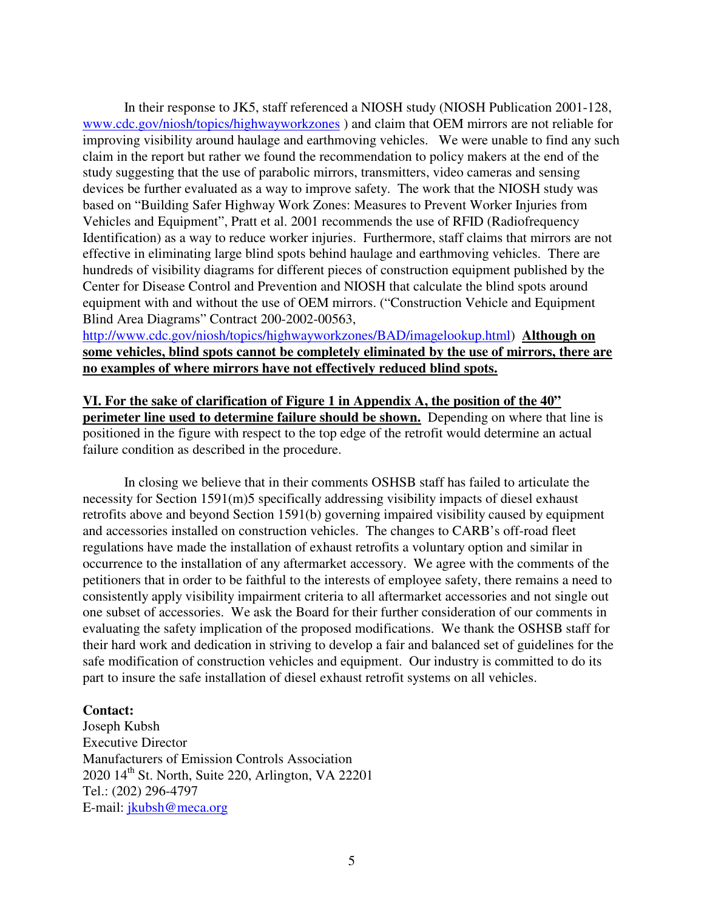In their response to JK5, staff referenced a NIOSH study (NIOSH Publication 2001-128, www.cdc.gov/niosh/topics/highwayworkzones ) and claim that OEM mirrors are not reliable for improving visibility around haulage and earthmoving vehicles. We were unable to find any such claim in the report but rather we found the recommendation to policy makers at the end of the study suggesting that the use of parabolic mirrors, transmitters, video cameras and sensing devices be further evaluated as a way to improve safety. The work that the NIOSH study was based on "Building Safer Highway Work Zones: Measures to Prevent Worker Injuries from Vehicles and Equipment", Pratt et al. 2001 recommends the use of RFID (Radiofrequency Identification) as a way to reduce worker injuries. Furthermore, staff claims that mirrors are not effective in eliminating large blind spots behind haulage and earthmoving vehicles. There are hundreds of visibility diagrams for different pieces of construction equipment published by the Center for Disease Control and Prevention and NIOSH that calculate the blind spots around equipment with and without the use of OEM mirrors. ("Construction Vehicle and Equipment Blind Area Diagrams" Contract 200-2002-00563, http://www.cdc.gov/niosh/topics/highwayworkzones/BAD/imagelookup.html) **Although on some vehicles, blind spots cannot be completely eliminated by the use of mirrors, there are no examples of where mirrors have not effectively reduced blind spots.**

**VI. For the sake of clarification of Figure 1 in Appendix A, the position of the 40" perimeter line used to determine failure should be shown.** Depending on where that line is positioned in the figure with respect to the top edge of the retrofit would determine an actual failure condition as described in the procedure.

In closing we believe that in their comments OSHSB staff has failed to articulate the necessity for Section 1591(m)5 specifically addressing visibility impacts of diesel exhaust retrofits above and beyond Section 1591(b) governing impaired visibility caused by equipment and accessories installed on construction vehicles. The changes to CARB's off-road fleet regulations have made the installation of exhaust retrofits a voluntary option and similar in occurrence to the installation of any aftermarket accessory. We agree with the comments of the petitioners that in order to be faithful to the interests of employee safety, there remains a need to consistently apply visibility impairment criteria to all aftermarket accessories and not single out one subset of accessories. We ask the Board for their further consideration of our comments in evaluating the safety implication of the proposed modifications. We thank the OSHSB staff for their hard work and dedication in striving to develop a fair and balanced set of guidelines for the safe modification of construction vehicles and equipment. Our industry is committed to do its part to insure the safe installation of diesel exhaust retrofit systems on all vehicles.

**Contact:**
Joseph Kubsh
Executive Director
Manufacturers of Emission Controls Association
2020 14th St. North, Suite 220, Arlington, VA 22201
Tel.: (202) 296-4797
E-mail: jkubsh@meca.org